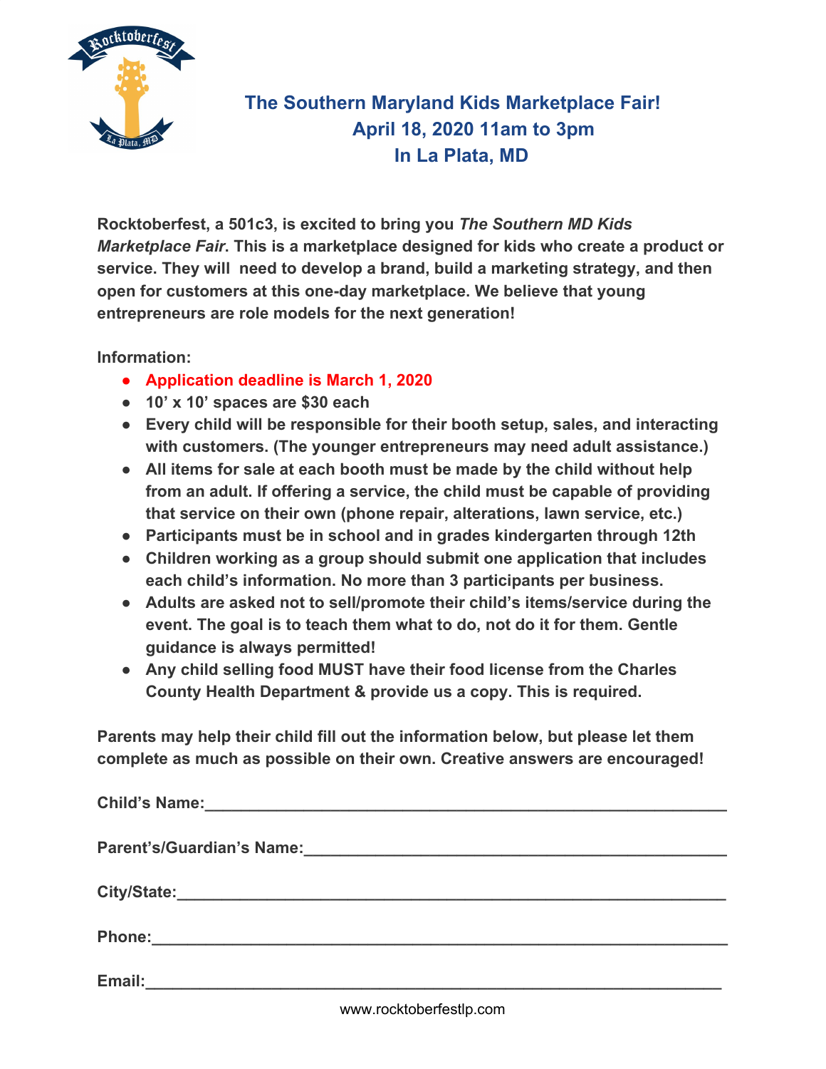# The Southern Maryland Kids Marketplace Fair!

## April 18, 2020 11am to 3pm

## In La Plata, MD

**Rocktoberfest, a 501c3, is excited to bring you *The Southern MD Kids Marketplace Fair*. This is a marketplace designed for kids who create a product or service. They will need to develop a brand, build a marketing strategy, and then open for customers at this one-day marketplace. We believe that young entrepreneurs are role models for the next generation!**

**Information:**

- **Application deadline is March 1, 2020**
- **10' x 10' spaces are $30 each**
- **Every child will be responsible for their booth setup, sales, and interacting with customers. (The younger entrepreneurs may need adult assistance.)**
- **All items for sale at each booth must be made by the child without help from an adult. If offering a service, the child must be capable of providing that service on their own (phone repair, alterations, lawn service, etc.)**
- **Participants must be in school and in grades kindergarten through 12th**
- **Children working as a group should submit one application that includes each child's information. No more than 3 participants per business.**
- **Adults are asked not to sell/promote their child's items/service during the event. The goal is to teach them what to do, not do it for them. Gentle guidance is always permitted!**
- **Any child selling food MUST have their food license from the Charles County Health Department & provide us a copy. This is required.**

**Parents may help their child fill out the information below, but please let them complete as much as possible on their own. Creative answers are encouraged!**

**Child's Name:**_______________________________________________

**Parent's/Guardian's Name:**_______________________________________

**City/State:**_________________________________________________

**Phone:**____________________________________________________

**Email:**____________________________________________________

www.rocktoberfestlp.com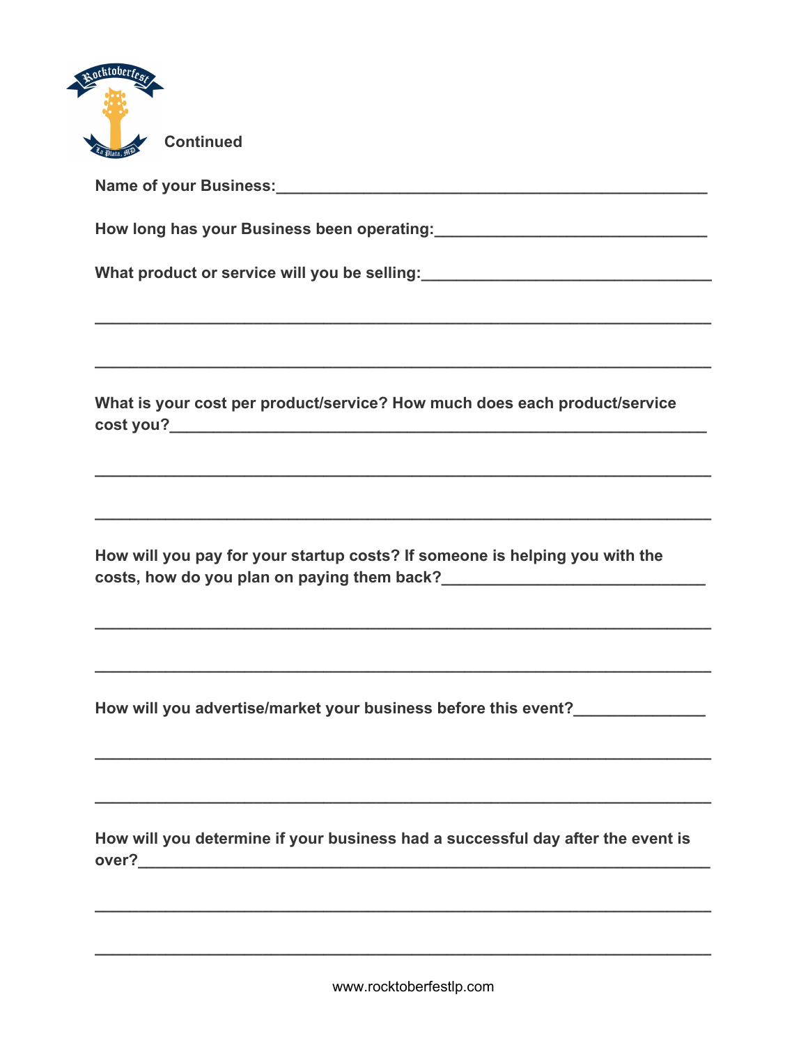**Continued**

**Name of your Business:**________________________________________________

**How long has your Business been operating:**______________________________

**What product or service will you be selling:**_________________________________

_____________________________________________________________________

_____________________________________________________________________

**What is your cost per product/service? How much does each product/service cost you?**___________________________________________________________

_____________________________________________________________________

_____________________________________________________________________

**How will you pay for your startup costs? If someone is helping you with the costs, how do you plan on paying them back?**______________________________

_____________________________________________________________________

_____________________________________________________________________

**How will you advertise/market your business before this event?**______________

_____________________________________________________________________

_____________________________________________________________________

**How will you determine if your business had a successful day after the event is over?**_______________________________________________________________

_____________________________________________________________________

_____________________________________________________________________

www.rocktoberfestlp.com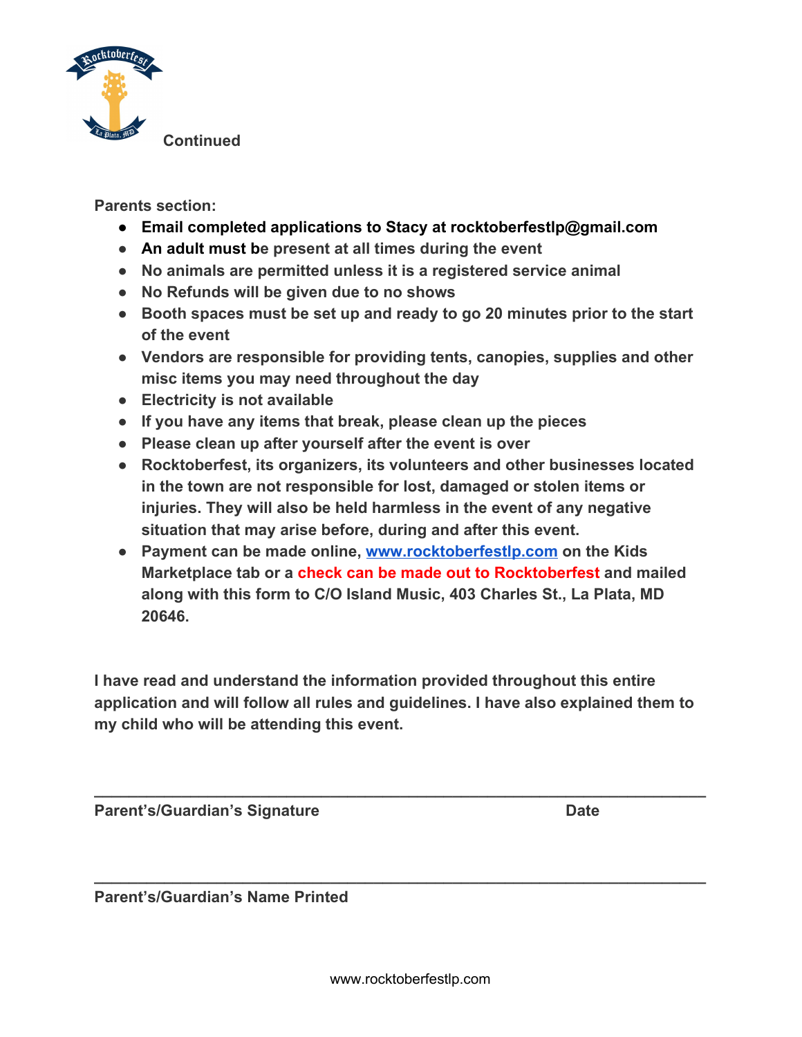Continued

**Parents section:**

- **Email completed applications to Stacy at rocktoberfestlp@gmail.com**
- **An adult must be present at all times during the event**
- **No animals are permitted unless it is a registered service animal**
- **No Refunds will be given due to no shows**
- **Booth spaces must be set up and ready to go 20 minutes prior to the start of the event**
- **Vendors are responsible for providing tents, canopies, supplies and other misc items you may need throughout the day**
- **Electricity is not available**
- **If you have any items that break, please clean up the pieces**
- **Please clean up after yourself after the event is over**
- **Rocktoberfest, its organizers, its volunteers and other businesses located in the town are not responsible for lost, damaged or stolen items or injuries. They will also be held harmless in the event of any negative situation that may arise before, during and after this event.**
- **Payment can be made online, [www.rocktoberfestlp.com](http://www.rocktoberfestlp.com) on the Kids Marketplace tab or a check can be made out to Rocktoberfest and mailed along with this form to C/O Island Music, 403 Charles St., La Plata, MD 20646.**

**I have read and understand the information provided throughout this entire application and will follow all rules and guidelines. I have also explained them to my child who will be attending this event.**

______________________________________________________________________

**Parent's/Guardian's Signature** **Date**

______________________________________________________________________

**Parent's/Guardian's Name Printed**

www.rocktoberfestlp.com